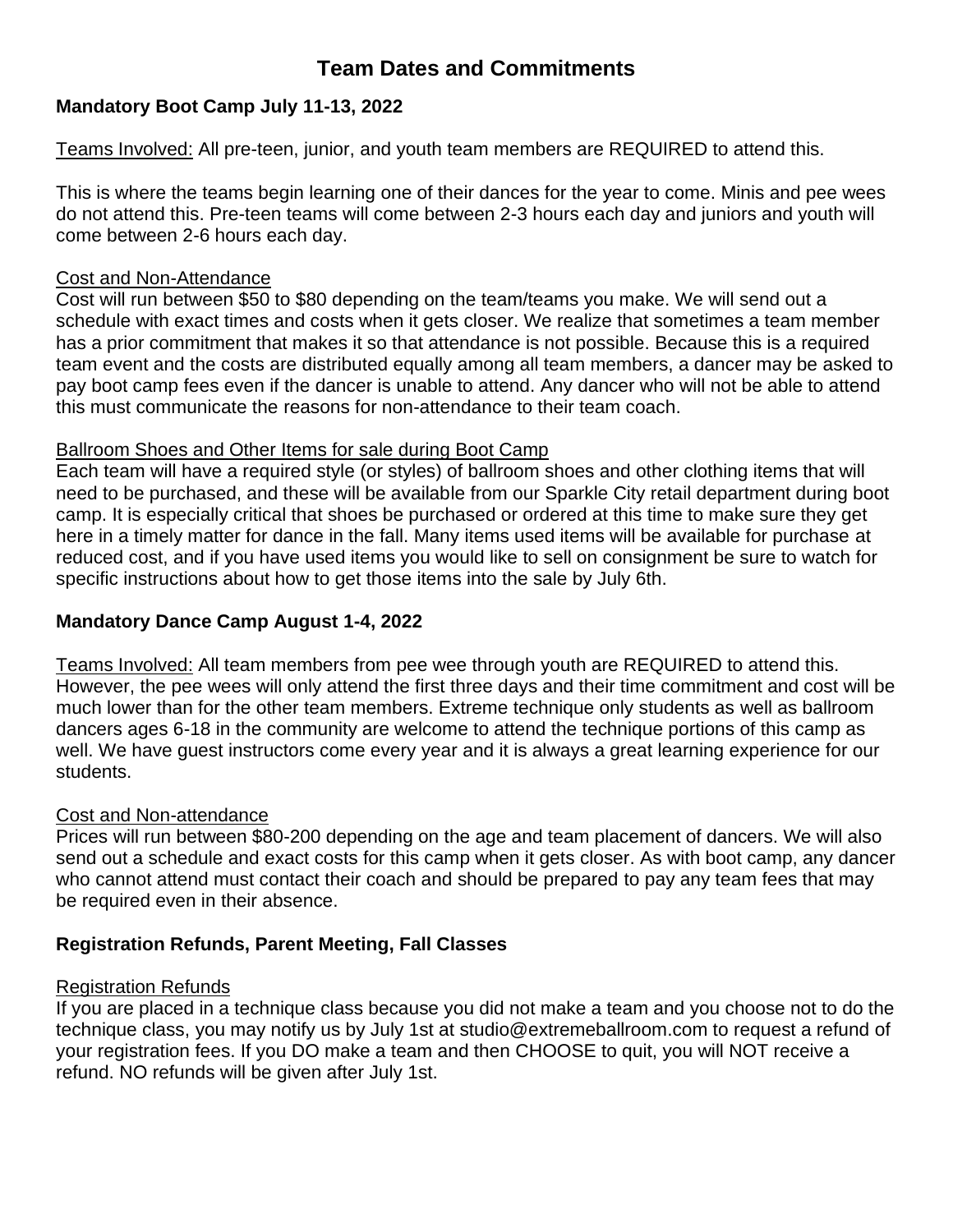# Team Dates and Commitments

## Mandatory Boot Camp July 11-13, 2022

Teams Involved: All pre-teen, junior, and youth team members are REQUIRED to attend this.

This is where the teams begin learning one of their dances for the year to come. Minis and pee wees do not attend this. Pre-teen teams will come between 2-3 hours each day and juniors and youth will come between 2-6 hours each day.

### Cost and Non-Attendance

Cost will run between $50 to $80 depending on the team/teams you make. We will send out a schedule with exact times and costs when it gets closer. We realize that sometimes a team member has a prior commitment that makes it so that attendance is not possible. Because this is a required team event and the costs are distributed equally among all team members, a dancer may be asked to pay boot camp fees even if the dancer is unable to attend. Any dancer who will not be able to attend this must communicate the reasons for non-attendance to their team coach.

### Ballroom Shoes and Other Items for sale during Boot Camp

Each team will have a required style (or styles) of ballroom shoes and other clothing items that will need to be purchased, and these will be available from our Sparkle City retail department during boot camp. It is especially critical that shoes be purchased or ordered at this time to make sure they get here in a timely matter for dance in the fall. Many items used items will be available for purchase at reduced cost, and if you have used items you would like to sell on consignment be sure to watch for specific instructions about how to get those items into the sale by July 6th.

## Mandatory Dance Camp August 1-4, 2022

Teams Involved: All team members from pee wee through youth are REQUIRED to attend this. However, the pee wees will only attend the first three days and their time commitment and cost will be much lower than for the other team members. Extreme technique only students as well as ballroom dancers ages 6-18 in the community are welcome to attend the technique portions of this camp as well. We have guest instructors come every year and it is always a great learning experience for our students.

### Cost and Non-attendance

Prices will run between $80-200 depending on the age and team placement of dancers. We will also send out a schedule and exact costs for this camp when it gets closer. As with boot camp, any dancer who cannot attend must contact their coach and should be prepared to pay any team fees that may be required even in their absence.

## Registration Refunds, Parent Meeting, Fall Classes

### Registration Refunds

If you are placed in a technique class because you did not make a team and you choose not to do the technique class, you may notify us by July 1st at studio@extremeballroom.com to request a refund of your registration fees. If you DO make a team and then CHOOSE to quit, you will NOT receive a refund. NO refunds will be given after July 1st.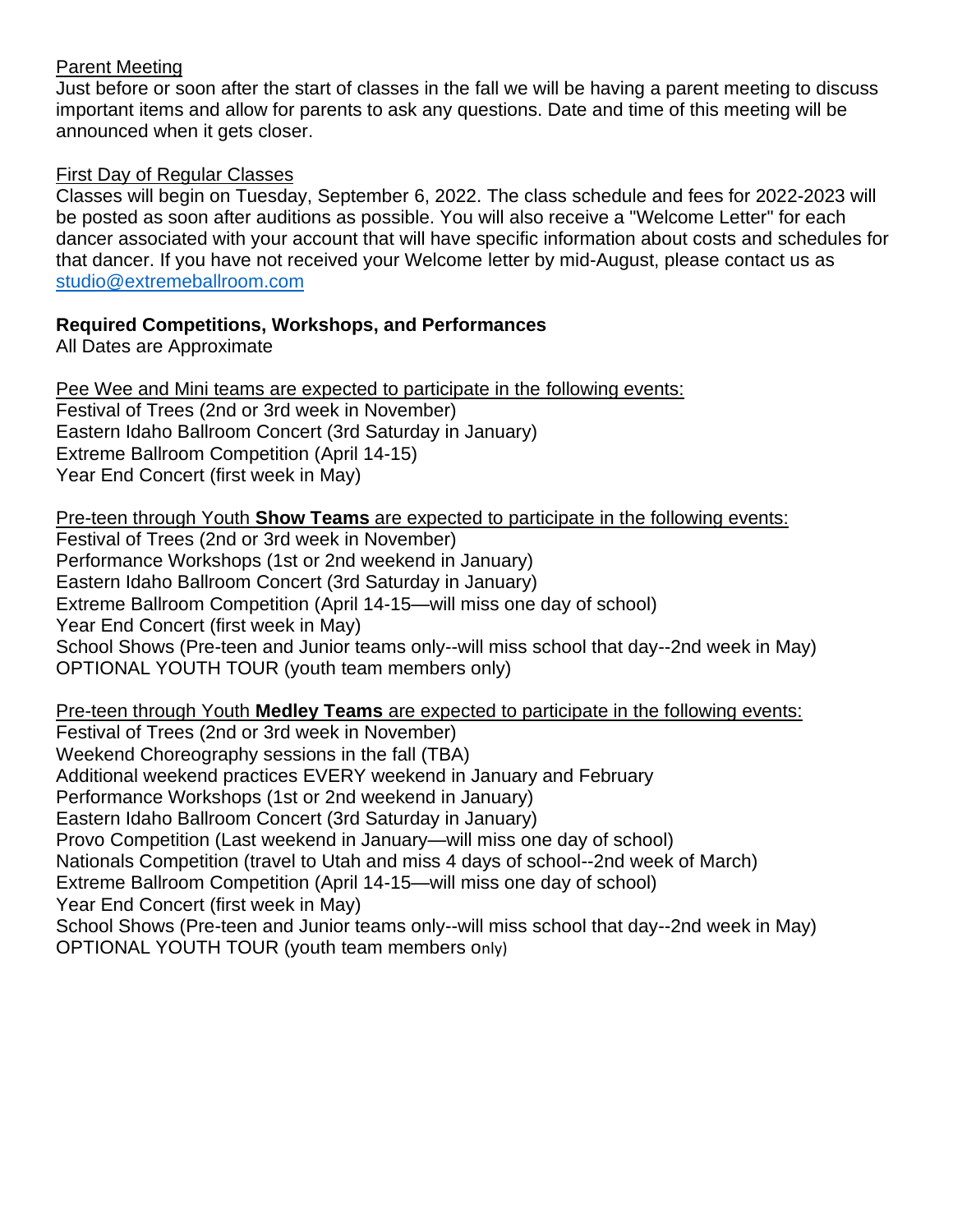Parent Meeting

Just before or soon after the start of classes in the fall we will be having a parent meeting to discuss important items and allow for parents to ask any questions. Date and time of this meeting will be announced when it gets closer.

First Day of Regular Classes

Classes will begin on Tuesday, September 6, 2022. The class schedule and fees for 2022-2023 will be posted as soon after auditions as possible. You will also receive a "Welcome Letter" for each dancer associated with your account that will have specific information about costs and schedules for that dancer. If you have not received your Welcome letter by mid-August, please contact us as studio@extremeballroom.com

**Required Competitions, Workshops, and Performances**

All Dates are Approximate

Pee Wee and Mini teams are expected to participate in the following events:

Festival of Trees (2nd or 3rd week in November)
Eastern Idaho Ballroom Concert (3rd Saturday in January)
Extreme Ballroom Competition (April 14-15)
Year End Concert (first week in May)

Pre-teen through Youth **Show Teams** are expected to participate in the following events:

Festival of Trees (2nd or 3rd week in November)
Performance Workshops (1st or 2nd weekend in January)
Eastern Idaho Ballroom Concert (3rd Saturday in January)
Extreme Ballroom Competition (April 14-15—will miss one day of school)
Year End Concert (first week in May)
School Shows (Pre-teen and Junior teams only--will miss school that day--2nd week in May)
OPTIONAL YOUTH TOUR (youth team members only)

Pre-teen through Youth **Medley Teams** are expected to participate in the following events:

Festival of Trees (2nd or 3rd week in November)
Weekend Choreography sessions in the fall (TBA)
Additional weekend practices EVERY weekend in January and February
Performance Workshops (1st or 2nd weekend in January)
Eastern Idaho Ballroom Concert (3rd Saturday in January)
Provo Competition (Last weekend in January—will miss one day of school)
Nationals Competition (travel to Utah and miss 4 days of school--2nd week of March)
Extreme Ballroom Competition (April 14-15—will miss one day of school)
Year End Concert (first week in May)
School Shows (Pre-teen and Junior teams only--will miss school that day--2nd week in May)
OPTIONAL YOUTH TOUR (youth team members only)